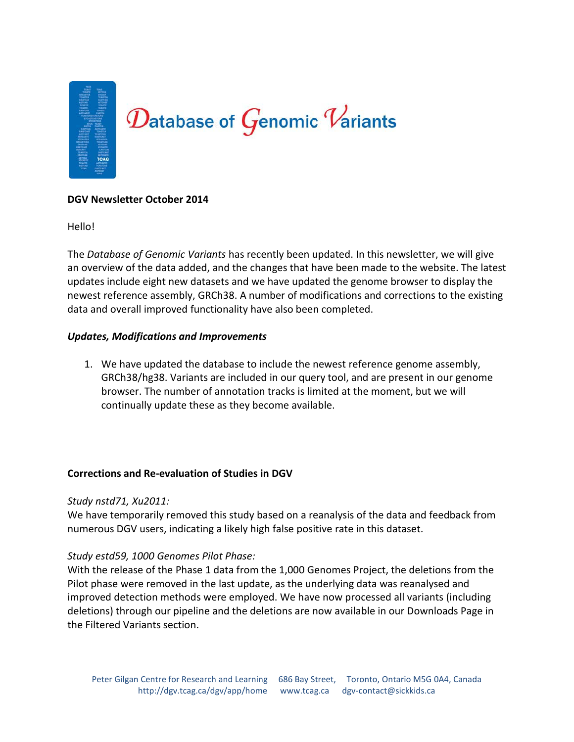# Database of Genomic Variants

**DGV Newsletter October 2014**

Hello!

The *Database of Genomic Variants* has recently been updated. In this newsletter, we will give an overview of the data added, and the changes that have been made to the website. The latest updates include eight new datasets and we have updated the genome browser to display the newest reference assembly, GRCh38. A number of modifications and corrections to the existing data and overall improved functionality have also been completed.

***Updates, Modifications and Improvements***

1. We have updated the database to include the newest reference genome assembly, GRCh38/hg38. Variants are included in our query tool, and are present in our genome browser. The number of annotation tracks is limited at the moment, but we will continually update these as they become available.

**Corrections and Re-evaluation of Studies in DGV**

*Study nstd71, Xu2011:*
We have temporarily removed this study based on a reanalysis of the data and feedback from numerous DGV users, indicating a likely high false positive rate in this dataset.

*Study estd59, 1000 Genomes Pilot Phase:*
With the release of the Phase 1 data from the 1,000 Genomes Project, the deletions from the Pilot phase were removed in the last update, as the underlying data was reanalysed and improved detection methods were employed. We have now processed all variants (including deletions) through our pipeline and the deletions are now available in our Downloads Page in the Filtered Variants section.

Peter Gilgan Centre for Research and Learning 686 Bay Street, Toronto, Ontario M5G 0A4, Canada
http://dgv.tcag.ca/dgv/app/home www.tcag.ca dgv-contact@sickkids.ca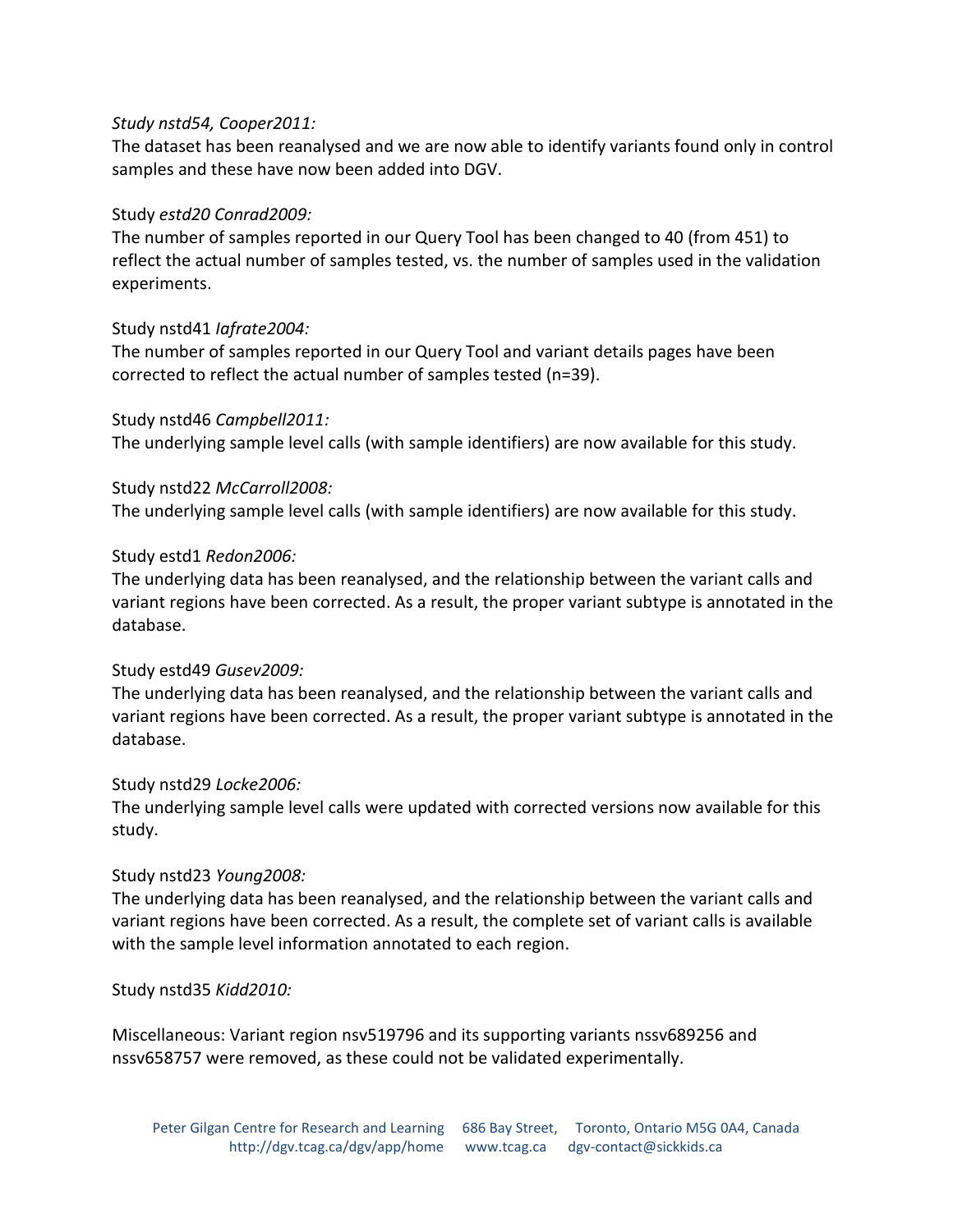*Study nstd54, Cooper2011:*

The dataset has been reanalysed and we are now able to identify variants found only in control samples and these have now been added into DGV.

Study *estd20 Conrad2009:*

The number of samples reported in our Query Tool has been changed to 40 (from 451) to reflect the actual number of samples tested, vs. the number of samples used in the validation experiments.

Study nstd41 *Iafrate2004:*

The number of samples reported in our Query Tool and variant details pages have been corrected to reflect the actual number of samples tested (n=39).

Study nstd46 *Campbell2011:*

The underlying sample level calls (with sample identifiers) are now available for this study.

Study nstd22 *McCarroll2008:*

The underlying sample level calls (with sample identifiers) are now available for this study.

Study estd1 *Redon2006:*

The underlying data has been reanalysed, and the relationship between the variant calls and variant regions have been corrected. As a result, the proper variant subtype is annotated in the database.

Study estd49 *Gusev2009:*

The underlying data has been reanalysed, and the relationship between the variant calls and variant regions have been corrected. As a result, the proper variant subtype is annotated in the database.

Study nstd29 *Locke2006:*

The underlying sample level calls were updated with corrected versions now available for this study.

Study nstd23 *Young2008:*

The underlying data has been reanalysed, and the relationship between the variant calls and variant regions have been corrected. As a result, the complete set of variant calls is available with the sample level information annotated to each region.

Study nstd35 *Kidd2010:*

Miscellaneous: Variant region nsv519796 and its supporting variants nssv689256 and nssv658757 were removed, as these could not be validated experimentally.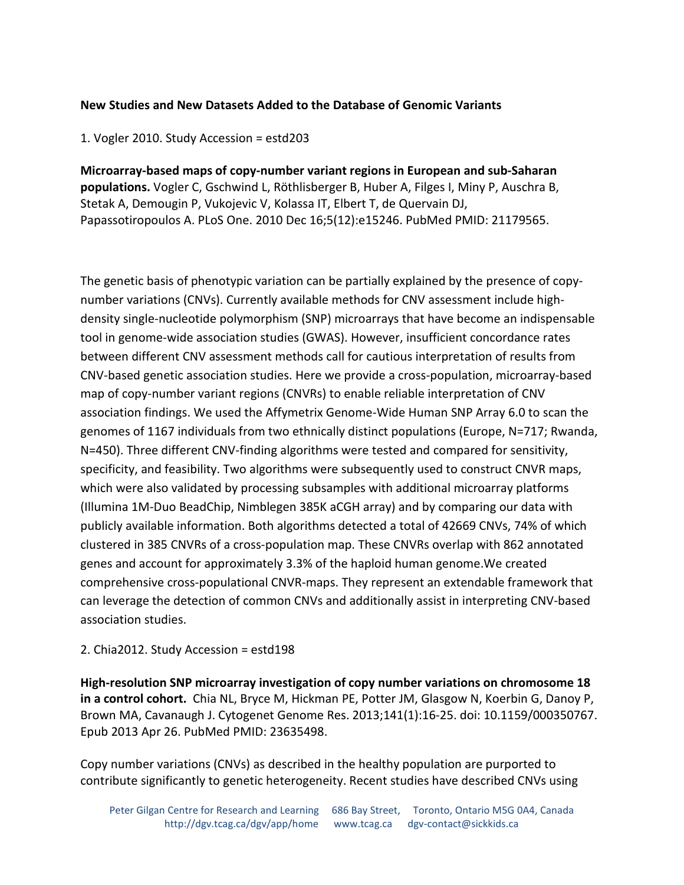**New Studies and New Datasets Added to the Database of Genomic Variants**

1. Vogler 2010. Study Accession = estd203

**Microarray-based maps of copy-number variant regions in European and sub-Saharan populations.** Vogler C, Gschwind L, Röthlisberger B, Huber A, Filges I, Miny P, Auschra B, Stetak A, Demougin P, Vukojevic V, Kolassa IT, Elbert T, de Quervain DJ, Papassotiropoulos A. PLoS One. 2010 Dec 16;5(12):e15246. PubMed PMID: 21179565.

The genetic basis of phenotypic variation can be partially explained by the presence of copy-number variations (CNVs). Currently available methods for CNV assessment include high-density single-nucleotide polymorphism (SNP) microarrays that have become an indispensable tool in genome-wide association studies (GWAS). However, insufficient concordance rates between different CNV assessment methods call for cautious interpretation of results from CNV-based genetic association studies. Here we provide a cross-population, microarray-based map of copy-number variant regions (CNVRs) to enable reliable interpretation of CNV association findings. We used the Affymetrix Genome-Wide Human SNP Array 6.0 to scan the genomes of 1167 individuals from two ethnically distinct populations (Europe, N=717; Rwanda, N=450). Three different CNV-finding algorithms were tested and compared for sensitivity, specificity, and feasibility. Two algorithms were subsequently used to construct CNVR maps, which were also validated by processing subsamples with additional microarray platforms (Illumina 1M-Duo BeadChip, Nimblegen 385K aCGH array) and by comparing our data with publicly available information. Both algorithms detected a total of 42669 CNVs, 74% of which clustered in 385 CNVRs of a cross-population map. These CNVRs overlap with 862 annotated genes and account for approximately 3.3% of the haploid human genome.We created comprehensive cross-populational CNVR-maps. They represent an extendable framework that can leverage the detection of common CNVs and additionally assist in interpreting CNV-based association studies.

2. Chia2012. Study Accession = estd198

**High-resolution SNP microarray investigation of copy number variations on chromosome 18 in a control cohort.** Chia NL, Bryce M, Hickman PE, Potter JM, Glasgow N, Koerbin G, Danoy P, Brown MA, Cavanaugh J. Cytogenet Genome Res. 2013;141(1):16-25. doi: 10.1159/000350767. Epub 2013 Apr 26. PubMed PMID: 23635498.

Copy number variations (CNVs) as described in the healthy population are purported to contribute significantly to genetic heterogeneity. Recent studies have described CNVs using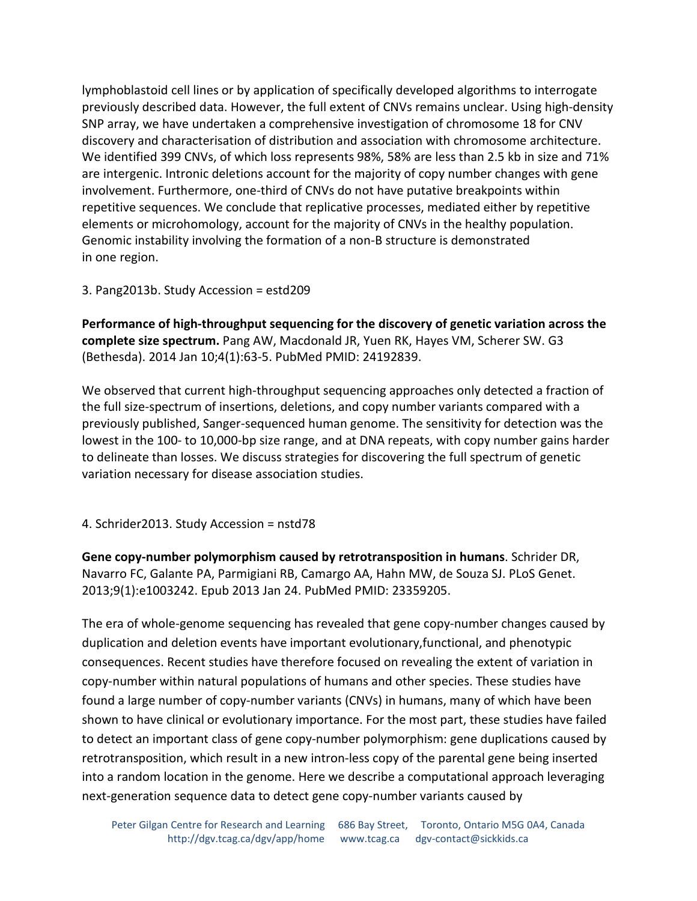lymphoblastoid cell lines or by application of specifically developed algorithms to interrogate previously described data. However, the full extent of CNVs remains unclear. Using high-density SNP array, we have undertaken a comprehensive investigation of chromosome 18 for CNV discovery and characterisation of distribution and association with chromosome architecture. We identified 399 CNVs, of which loss represents 98%, 58% are less than 2.5 kb in size and 71% are intergenic. Intronic deletions account for the majority of copy number changes with gene involvement. Furthermore, one-third of CNVs do not have putative breakpoints within repetitive sequences. We conclude that replicative processes, mediated either by repetitive elements or microhomology, account for the majority of CNVs in the healthy population. Genomic instability involving the formation of a non-B structure is demonstrated in one region.

3. Pang2013b. Study Accession = estd209

**Performance of high-throughput sequencing for the discovery of genetic variation across the complete size spectrum.** Pang AW, Macdonald JR, Yuen RK, Hayes VM, Scherer SW. G3 (Bethesda). 2014 Jan 10;4(1):63-5. PubMed PMID: 24192839.

We observed that current high-throughput sequencing approaches only detected a fraction of the full size-spectrum of insertions, deletions, and copy number variants compared with a previously published, Sanger-sequenced human genome. The sensitivity for detection was the lowest in the 100- to 10,000-bp size range, and at DNA repeats, with copy number gains harder to delineate than losses. We discuss strategies for discovering the full spectrum of genetic variation necessary for disease association studies.

4. Schrider2013. Study Accession = nstd78

**Gene copy-number polymorphism caused by retrotransposition in humans**. Schrider DR, Navarro FC, Galante PA, Parmigiani RB, Camargo AA, Hahn MW, de Souza SJ. PLoS Genet. 2013;9(1):e1003242. Epub 2013 Jan 24. PubMed PMID: 23359205.

The era of whole-genome sequencing has revealed that gene copy-number changes caused by duplication and deletion events have important evolutionary,functional, and phenotypic consequences. Recent studies have therefore focused on revealing the extent of variation in copy-number within natural populations of humans and other species. These studies have found a large number of copy-number variants (CNVs) in humans, many of which have been shown to have clinical or evolutionary importance. For the most part, these studies have failed to detect an important class of gene copy-number polymorphism: gene duplications caused by retrotransposition, which result in a new intron-less copy of the parental gene being inserted into a random location in the genome. Here we describe a computational approach leveraging next-generation sequence data to detect gene copy-number variants caused by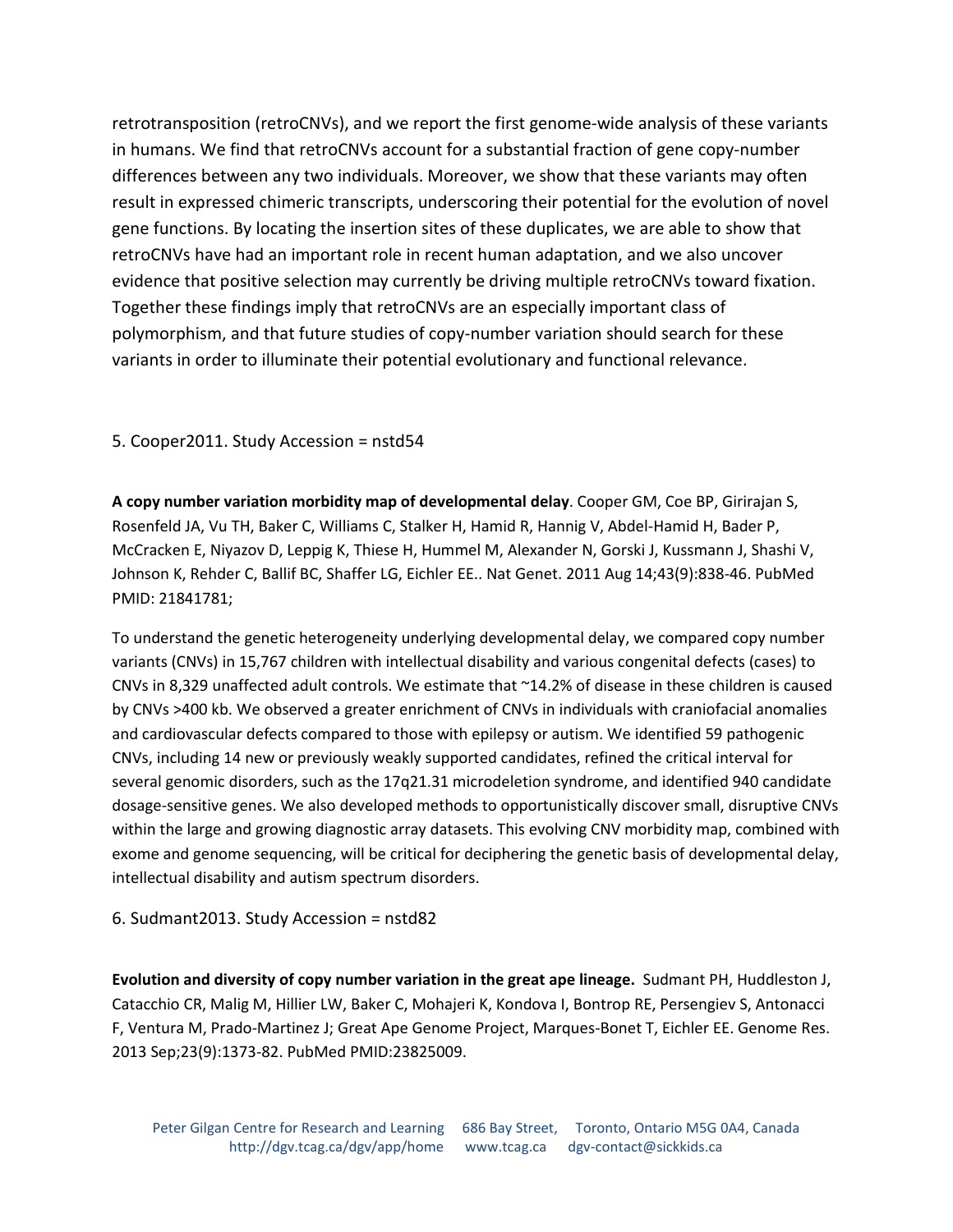retrotransposition (retroCNVs), and we report the first genome-wide analysis of these variants in humans. We find that retroCNVs account for a substantial fraction of gene copy-number differences between any two individuals. Moreover, we show that these variants may often result in expressed chimeric transcripts, underscoring their potential for the evolution of novel gene functions. By locating the insertion sites of these duplicates, we are able to show that retroCNVs have had an important role in recent human adaptation, and we also uncover evidence that positive selection may currently be driving multiple retroCNVs toward fixation. Together these findings imply that retroCNVs are an especially important class of polymorphism, and that future studies of copy-number variation should search for these variants in order to illuminate their potential evolutionary and functional relevance.

5. Cooper2011. Study Accession = nstd54

**A copy number variation morbidity map of developmental delay**. Cooper GM, Coe BP, Girirajan S, Rosenfeld JA, Vu TH, Baker C, Williams C, Stalker H, Hamid R, Hannig V, Abdel-Hamid H, Bader P, McCracken E, Niyazov D, Leppig K, Thiese H, Hummel M, Alexander N, Gorski J, Kussmann J, Shashi V, Johnson K, Rehder C, Ballif BC, Shaffer LG, Eichler EE.. Nat Genet. 2011 Aug 14;43(9):838-46. PubMed PMID: 21841781;

To understand the genetic heterogeneity underlying developmental delay, we compared copy number variants (CNVs) in 15,767 children with intellectual disability and various congenital defects (cases) to CNVs in 8,329 unaffected adult controls. We estimate that ~14.2% of disease in these children is caused by CNVs >400 kb. We observed a greater enrichment of CNVs in individuals with craniofacial anomalies and cardiovascular defects compared to those with epilepsy or autism. We identified 59 pathogenic CNVs, including 14 new or previously weakly supported candidates, refined the critical interval for several genomic disorders, such as the 17q21.31 microdeletion syndrome, and identified 940 candidate dosage-sensitive genes. We also developed methods to opportunistically discover small, disruptive CNVs within the large and growing diagnostic array datasets. This evolving CNV morbidity map, combined with exome and genome sequencing, will be critical for deciphering the genetic basis of developmental delay, intellectual disability and autism spectrum disorders.

6. Sudmant2013. Study Accession = nstd82

**Evolution and diversity of copy number variation in the great ape lineage.** Sudmant PH, Huddleston J, Catacchio CR, Malig M, Hillier LW, Baker C, Mohajeri K, Kondova I, Bontrop RE, Persengiev S, Antonacci F, Ventura M, Prado-Martinez J; Great Ape Genome Project, Marques-Bonet T, Eichler EE. Genome Res. 2013 Sep;23(9):1373-82. PubMed PMID:23825009.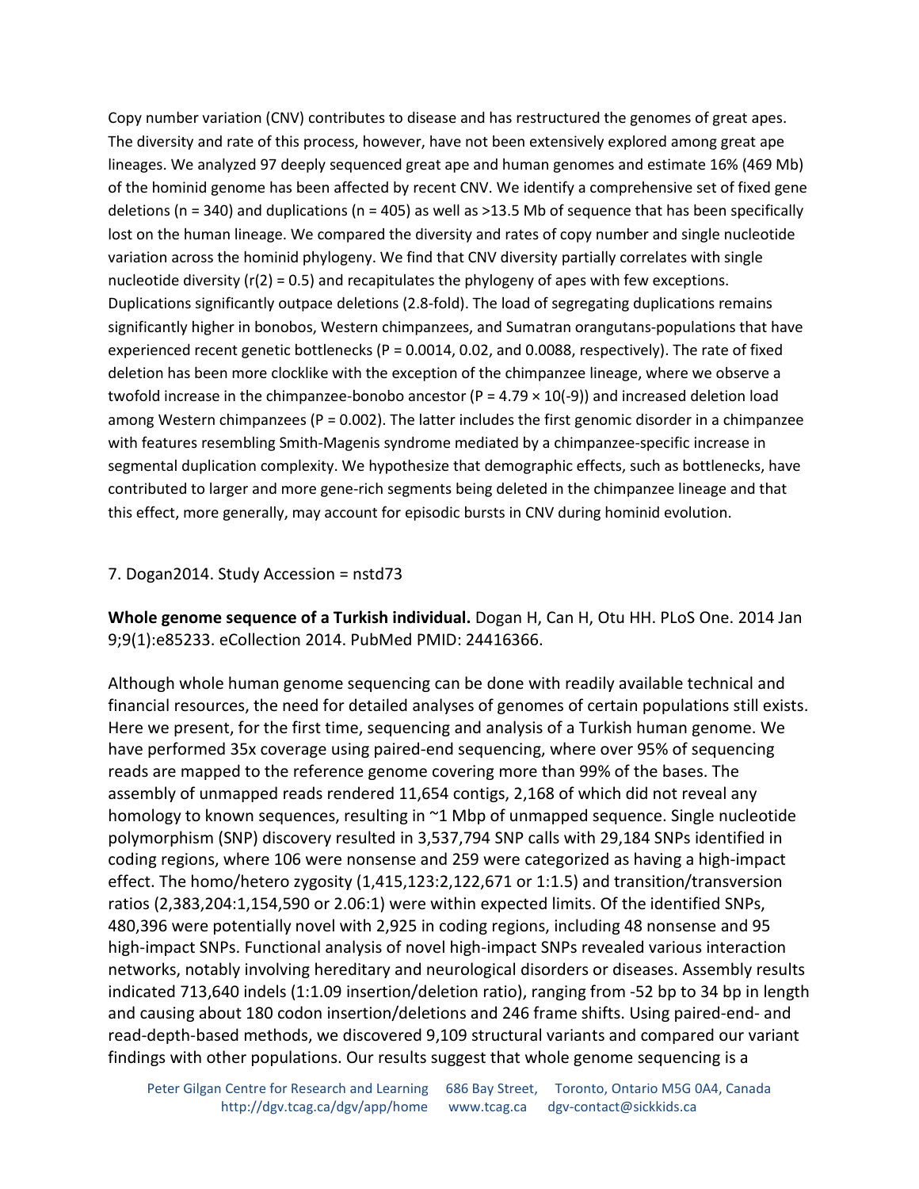Copy number variation (CNV) contributes to disease and has restructured the genomes of great apes. The diversity and rate of this process, however, have not been extensively explored among great ape lineages. We analyzed 97 deeply sequenced great ape and human genomes and estimate 16% (469 Mb) of the hominid genome has been affected by recent CNV. We identify a comprehensive set of fixed gene deletions (n = 340) and duplications (n = 405) as well as >13.5 Mb of sequence that has been specifically lost on the human lineage. We compared the diversity and rates of copy number and single nucleotide variation across the hominid phylogeny. We find that CNV diversity partially correlates with single nucleotide diversity (r(2) = 0.5) and recapitulates the phylogeny of apes with few exceptions. Duplications significantly outpace deletions (2.8-fold). The load of segregating duplications remains significantly higher in bonobos, Western chimpanzees, and Sumatran orangutans-populations that have experienced recent genetic bottlenecks (P = 0.0014, 0.02, and 0.0088, respectively). The rate of fixed deletion has been more clocklike with the exception of the chimpanzee lineage, where we observe a twofold increase in the chimpanzee-bonobo ancestor (P = 4.79 × 10(-9)) and increased deletion load among Western chimpanzees (P = 0.002). The latter includes the first genomic disorder in a chimpanzee with features resembling Smith-Magenis syndrome mediated by a chimpanzee-specific increase in segmental duplication complexity. We hypothesize that demographic effects, such as bottlenecks, have contributed to larger and more gene-rich segments being deleted in the chimpanzee lineage and that this effect, more generally, may account for episodic bursts in CNV during hominid evolution.

7. Dogan2014. Study Accession = nstd73

**Whole genome sequence of a Turkish individual.** Dogan H, Can H, Otu HH. PLoS One. 2014 Jan 9;9(1):e85233. eCollection 2014. PubMed PMID: 24416366.

Although whole human genome sequencing can be done with readily available technical and financial resources, the need for detailed analyses of genomes of certain populations still exists. Here we present, for the first time, sequencing and analysis of a Turkish human genome. We have performed 35x coverage using paired-end sequencing, where over 95% of sequencing reads are mapped to the reference genome covering more than 99% of the bases. The assembly of unmapped reads rendered 11,654 contigs, 2,168 of which did not reveal any homology to known sequences, resulting in ~1 Mbp of unmapped sequence. Single nucleotide polymorphism (SNP) discovery resulted in 3,537,794 SNP calls with 29,184 SNPs identified in coding regions, where 106 were nonsense and 259 were categorized as having a high-impact effect. The homo/hetero zygosity (1,415,123:2,122,671 or 1:1.5) and transition/transversion ratios (2,383,204:1,154,590 or 2.06:1) were within expected limits. Of the identified SNPs, 480,396 were potentially novel with 2,925 in coding regions, including 48 nonsense and 95 high-impact SNPs. Functional analysis of novel high-impact SNPs revealed various interaction networks, notably involving hereditary and neurological disorders or diseases. Assembly results indicated 713,640 indels (1:1.09 insertion/deletion ratio), ranging from -52 bp to 34 bp in length and causing about 180 codon insertion/deletions and 246 frame shifts. Using paired-end- and read-depth-based methods, we discovered 9,109 structural variants and compared our variant findings with other populations. Our results suggest that whole genome sequencing is a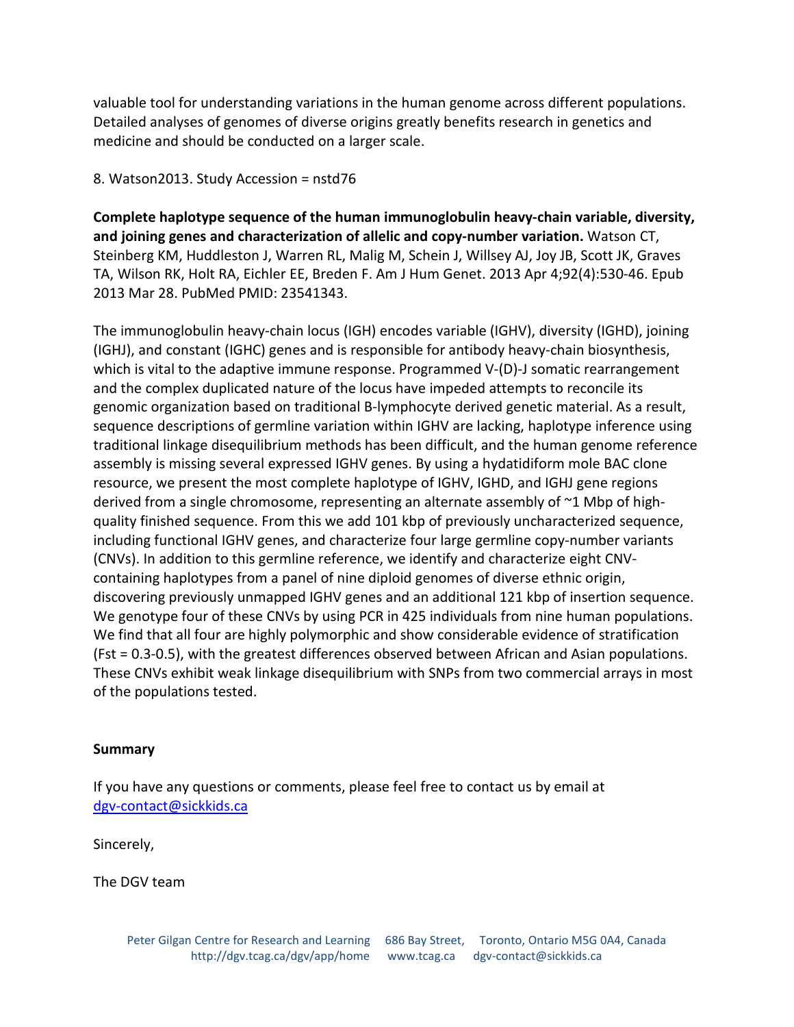valuable tool for understanding variations in the human genome across different populations. Detailed analyses of genomes of diverse origins greatly benefits research in genetics and medicine and should be conducted on a larger scale.

8. Watson2013. Study Accession = nstd76

**Complete haplotype sequence of the human immunoglobulin heavy-chain variable, diversity, and joining genes and characterization of allelic and copy-number variation.** Watson CT, Steinberg KM, Huddleston J, Warren RL, Malig M, Schein J, Willsey AJ, Joy JB, Scott JK, Graves TA, Wilson RK, Holt RA, Eichler EE, Breden F. Am J Hum Genet. 2013 Apr 4;92(4):530-46. Epub 2013 Mar 28. PubMed PMID: 23541343.

The immunoglobulin heavy-chain locus (IGH) encodes variable (IGHV), diversity (IGHD), joining (IGHJ), and constant (IGHC) genes and is responsible for antibody heavy-chain biosynthesis, which is vital to the adaptive immune response. Programmed V-(D)-J somatic rearrangement and the complex duplicated nature of the locus have impeded attempts to reconcile its genomic organization based on traditional B-lymphocyte derived genetic material. As a result, sequence descriptions of germline variation within IGHV are lacking, haplotype inference using traditional linkage disequilibrium methods has been difficult, and the human genome reference assembly is missing several expressed IGHV genes. By using a hydatidiform mole BAC clone resource, we present the most complete haplotype of IGHV, IGHD, and IGHJ gene regions derived from a single chromosome, representing an alternate assembly of ~1 Mbp of high-quality finished sequence. From this we add 101 kbp of previously uncharacterized sequence, including functional IGHV genes, and characterize four large germline copy-number variants (CNVs). In addition to this germline reference, we identify and characterize eight CNV-containing haplotypes from a panel of nine diploid genomes of diverse ethnic origin, discovering previously unmapped IGHV genes and an additional 121 kbp of insertion sequence. We genotype four of these CNVs by using PCR in 425 individuals from nine human populations. We find that all four are highly polymorphic and show considerable evidence of stratification ($F_{st}$ = 0.3-0.5), with the greatest differences observed between African and Asian populations. These CNVs exhibit weak linkage disequilibrium with SNPs from two commercial arrays in most of the populations tested.

**Summary**

If you have any questions or comments, please feel free to contact us by email at dgv-contact@sickkids.ca

Sincerely,

The DGV team

Peter Gilgan Centre for Research and Learning 686 Bay Street, Toronto, Ontario M5G 0A4, Canada
http://dgv.tcag.ca/dgv/app/home www.tcag.ca dgv-contact@sickkids.ca